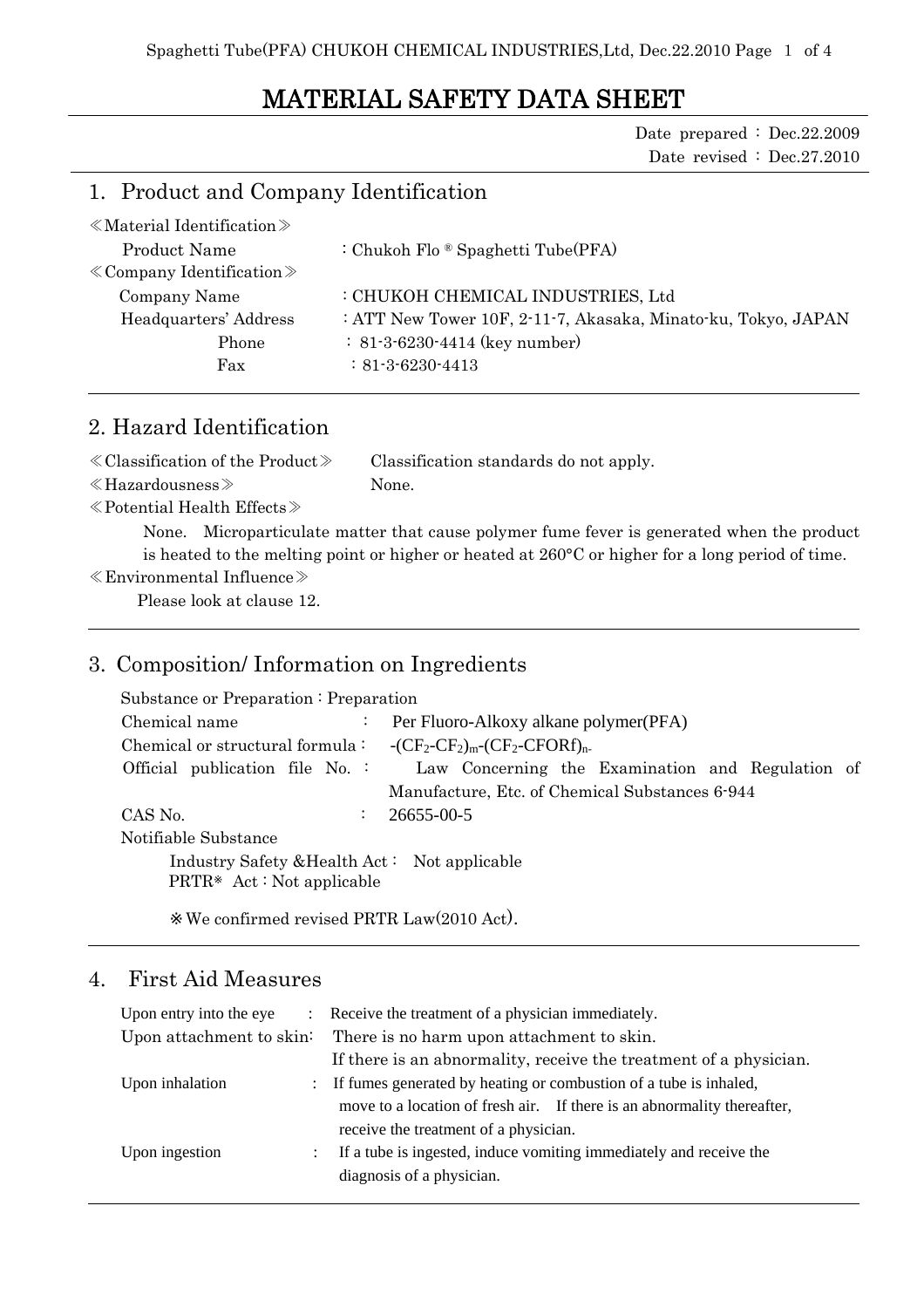# MATERIAL SAFETY DATA SHEET

Date prepared：Dec.22.2009
Date revised：Dec.27.2010

## 1. Product and Company Identification

≪Material Identification≫

| | |
|---|---|
| Product Name | : Chukoh Flo ® Spaghetti Tube(PFA) |

≪Company Identification≫

| | |
|---|---|
| Company Name | : CHUKOH CHEMICAL INDUSTRIES, Ltd |
| Headquarters' Address | : ATT New Tower 10F, 2-11-7, Akasaka, Minato-ku, Tokyo, JAPAN |
| Phone | : 81-3-6230-4414 (key number) |
| Fax | : 81-3-6230-4413 |

## 2. Hazard Identification

≪Classification of the Product≫ Classification standards do not apply.

≪Hazardousness≫ None.

≪Potential Health Effects≫

None. Microparticulate matter that cause polymer fume fever is generated when the product is heated to the melting point or higher or heated at 260°C or higher for a long period of time.

≪Environmental Influence≫

Please look at clause 12.

## 3. Composition/ Information on Ingredients

Substance or Preparation : Preparation

| | |
|---|---|
| Chemical name | : Per Fluoro-Alkoxy alkane polymer(PFA) |
| Chemical or structural formula : | $-(CF_2-CF_2)_m-(CF_2-CFORf)_{n-}$ |
| Official publication file No. : | Law Concerning the Examination and Regulation of Manufacture, Etc. of Chemical Substances 6-944 |
| CAS No. | : 26655-00-5 |

Notifiable Substance

Industry Safety &Health Act : Not applicable
PRTR※ Act : Not applicable

※We confirmed revised PRTR Law(2010 Act).

## 4. First Aid Measures

| | |
|---|---|
| Upon entry into the eye | : Receive the treatment of a physician immediately. |
| Upon attachment to skin: | There is no harm upon attachment to skin. If there is an abnormality, receive the treatment of a physician. |
| Upon inhalation | : If fumes generated by heating or combustion of a tube is inhaled, move to a location of fresh air. If there is an abnormality thereafter, receive the treatment of a physician. |
| Upon ingestion | : If a tube is ingested, induce vomiting immediately and receive the diagnosis of a physician. |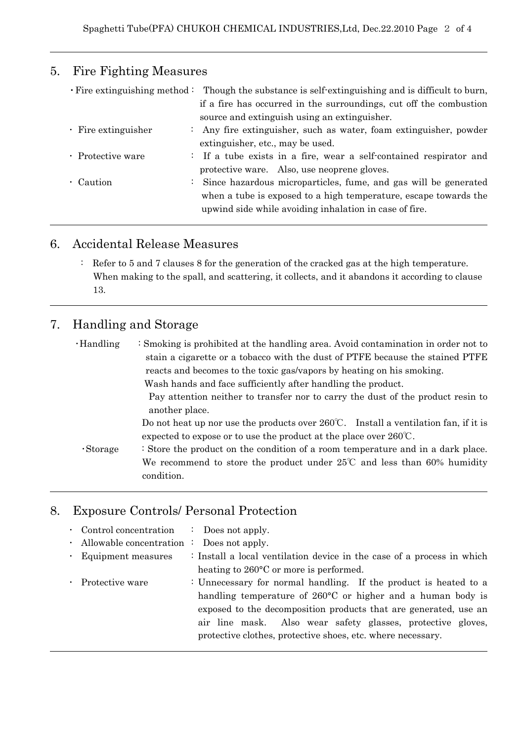## 5. Fire Fighting Measures

- **Fire extinguishing method**: Though the substance is self-extinguishing and is difficult to burn, if a fire has occurred in the surroundings, cut off the combustion source and extinguish using an extinguisher.
- **Fire extinguisher**: Any fire extinguisher, such as water, foam extinguisher, powder extinguisher, etc., may be used.
- **Protective ware**: If a tube exists in a fire, wear a self-contained respirator and protective ware. Also, use neoprene gloves.
- **Caution**: Since hazardous microparticles, fume, and gas will be generated when a tube is exposed to a high temperature, escape towards the upwind side while avoiding inhalation in case of fire.

## 6. Accidental Release Measures

: Refer to 5 and 7 clauses 8 for the generation of the cracked gas at the high temperature. When making to the spall, and scattering, it collects, and it abandons it according to clause 13.

## 7. Handling and Storage

- **Handling**: Smoking is prohibited at the handling area. Avoid contamination in order not to stain a cigarette or a tobacco with the dust of PTFE because the stained PTFE reacts and becomes to the toxic gas/vapors by heating on his smoking.
  Wash hands and face sufficiently after handling the product.
  Pay attention neither to transfer nor to carry the dust of the product resin to another place.
  Do not heat up nor use the products over 260℃. Install a ventilation fan, if it is expected to expose or to use the product at the place over 260℃.
- **Storage**: Store the product on the condition of a room temperature and in a dark place. We recommend to store the product under 25℃ and less than 60% humidity condition.

## 8. Exposure Controls/ Personal Protection

- **Control concentration**: Does not apply.
- **Allowable concentration**: Does not apply.
- **Equipment measures**: Install a local ventilation device in the case of a process in which heating to 260°C or more is performed.
- **Protective ware**: Unnecessary for normal handling. If the product is heated to a handling temperature of 260°C or higher and a human body is exposed to the decomposition products that are generated, use an air line mask. Also wear safety glasses, protective gloves, protective clothes, protective shoes, etc. where necessary.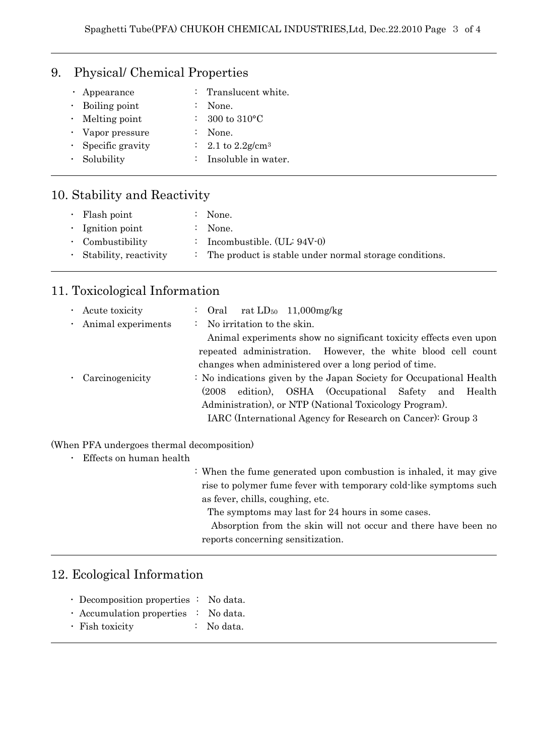## 9. Physical/ Chemical Properties

- Appearance : Translucent white.
- Boiling point : None.
- Melting point : 300 to 310°C
- Vapor pressure : None.
- Specific gravity : 2.1 to 2.2g/$cm^3$
- Solubility : Insoluble in water.

## 10. Stability and Reactivity

- Flash point : None.
- Ignition point : None.
- Combustibility : Incombustible. (UL: 94V-0)
- Stability, reactivity : The product is stable under normal storage conditions.

## 11. Toxicological Information

- Acute toxicity : Oral rat $LD_{50}$ 11,000mg/kg
- Animal experiments : No irritation to the skin.

  Animal experiments show no significant toxicity effects even upon repeated administration. However, the white blood cell count changes when administered over a long period of time.
- Carcinogenicity : No indications given by the Japan Society for Occupational Health (2008 edition), OSHA (Occupational Safety and Health Administration), or NTP (National Toxicology Program).

  IARC (International Agency for Research on Cancer): Group 3

(When PFA undergoes thermal decomposition)

- Effects on human health

  : When the fume generated upon combustion is inhaled, it may give rise to polymer fume fever with temporary cold-like symptoms such as fever, chills, coughing, etc.

  The symptoms may last for 24 hours in some cases.

  Absorption from the skin will not occur and there have been no reports concerning sensitization.

## 12. Ecological Information

- Decomposition properties : No data.
- Accumulation properties : No data.
- Fish toxicity : No data.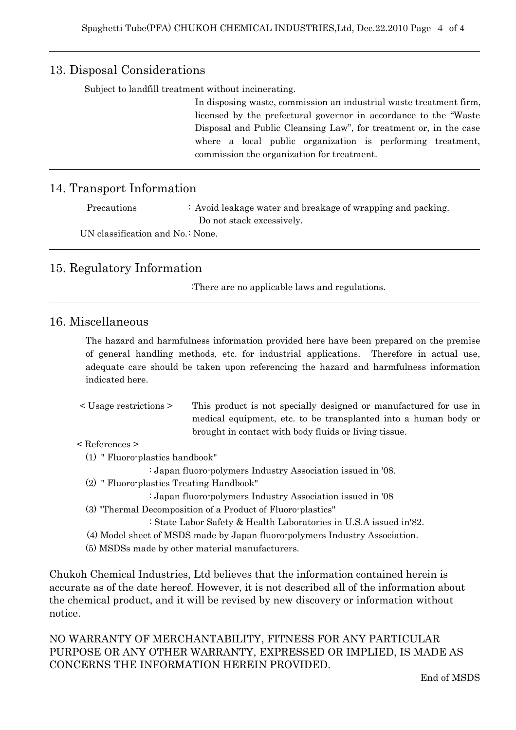## 13. Disposal Considerations

Subject to landfill treatment without incinerating.

In disposing waste, commission an industrial waste treatment firm, licensed by the prefectural governor in accordance to the "Waste Disposal and Public Cleansing Law", for treatment or, in the case where a local public organization is performing treatment, commission the organization for treatment.

## 14. Transport Information

Precautions : Avoid leakage water and breakage of wrapping and packing.
Do not stack excessively.

UN classification and No. : None.

## 15. Regulatory Information

:There are no applicable laws and regulations.

## 16. Miscellaneous

The hazard and harmfulness information provided here have been prepared on the premise of general handling methods, etc. for industrial applications. Therefore in actual use, adequate care should be taken upon referencing the hazard and harmfulness information indicated here.

< Usage restrictions > This product is not specially designed or manufactured for use in medical equipment, etc. to be transplanted into a human body or brought in contact with body fluids or living tissue.

< References >

(1) " Fluoro-plastics handbook"
: Japan fluoro-polymers Industry Association issued in '08.

(2) " Fluoro-plastics Treating Handbook"
: Japan fluoro-polymers Industry Association issued in '08

(3) "Thermal Decomposition of a Product of Fluoro-plastics"
: State Labor Safety & Health Laboratories in U.S.A issued in'82.

(4) Model sheet of MSDS made by Japan fluoro-polymers Industry Association.

(5) MSDSs made by other material manufacturers.

Chukoh Chemical Industries, Ltd believes that the information contained herein is accurate as of the date hereof. However, it is not described all of the information about the chemical product, and it will be revised by new discovery or information without notice.

NO WARRANTY OF MERCHANTABILITY, FITNESS FOR ANY PARTICULAR PURPOSE OR ANY OTHER WARRANTY, EXPRESSED OR IMPLIED, IS MADE AS CONCERNS THE INFORMATION HEREIN PROVIDED.

End of MSDS